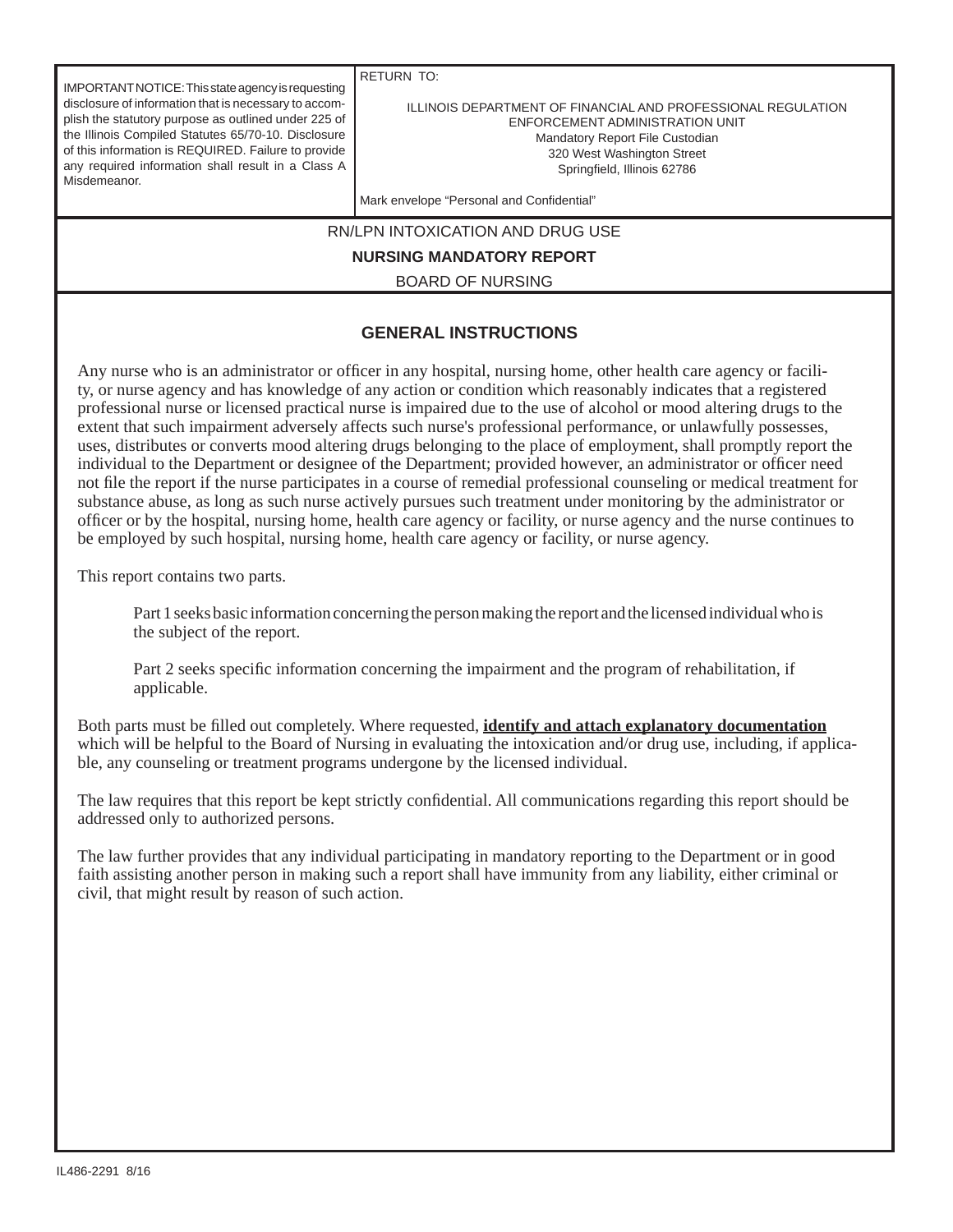| IMPORTANT NOTICE: This state agency is requesting disclosure of information that is necessary to accomplish the statutory purpose as outlined under 225 of the Illinois Compiled Statutes 65/70-10. Disclosure of this information is REQUIRED. Failure to provide any required information shall result in a Class A Misdemeanor. | RETURN TO:<br><br>ILLINOIS DEPARTMENT OF FINANCIAL AND PROFESSIONAL REGULATION<br>ENFORCEMENT ADMINISTRATION UNIT<br>Mandatory Report File Custodian<br>320 West Washington Street<br>Springfield, Illinois 62786<br><br>Mark envelope "Personal and Confidential" |
|---|---|

RN/LPN INTOXICATION AND DRUG USE

**NURSING MANDATORY REPORT**

BOARD OF NURSING

## GENERAL INSTRUCTIONS

Any nurse who is an administrator or officer in any hospital, nursing home, other health care agency or facility, or nurse agency and has knowledge of any action or condition which reasonably indicates that a registered professional nurse or licensed practical nurse is impaired due to the use of alcohol or mood altering drugs to the extent that such impairment adversely affects such nurse's professional performance, or unlawfully possesses, uses, distributes or converts mood altering drugs belonging to the place of employment, shall promptly report the individual to the Department or designee of the Department; provided however, an administrator or officer need not file the report if the nurse participates in a course of remedial professional counseling or medical treatment for substance abuse, as long as such nurse actively pursues such treatment under monitoring by the administrator or officer or by the hospital, nursing home, health care agency or facility, or nurse agency and the nurse continues to be employed by such hospital, nursing home, health care agency or facility, or nurse agency.

This report contains two parts.

Part 1 seeks basic information concerning the person making the report and the licensed individual who is the subject of the report.

Part 2 seeks specific information concerning the impairment and the program of rehabilitation, if applicable.

Both parts must be filled out completely. Where requested, **identify and attach explanatory documentation** which will be helpful to the Board of Nursing in evaluating the intoxication and/or drug use, including, if applicable, any counseling or treatment programs undergone by the licensed individual.

The law requires that this report be kept strictly confidential. All communications regarding this report should be addressed only to authorized persons.

The law further provides that any individual participating in mandatory reporting to the Department or in good faith assisting another person in making such a report shall have immunity from any liability, either criminal or civil, that might result by reason of such action.

IL486-2291 8/16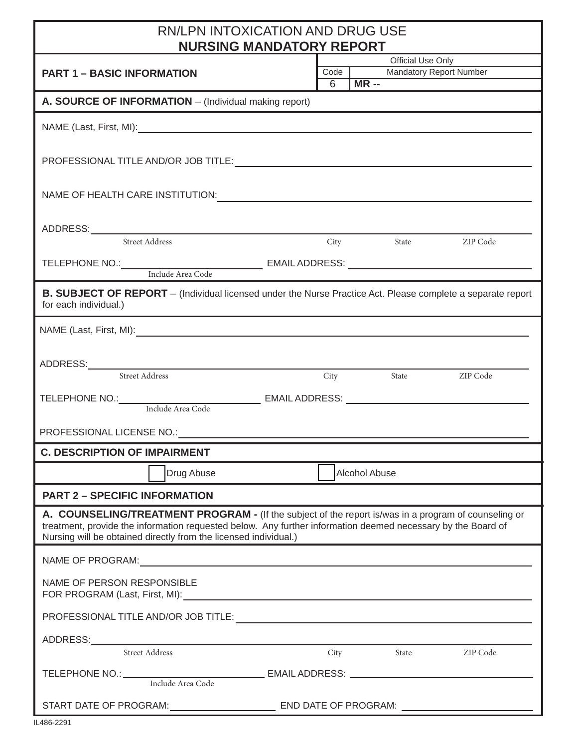# RN/LPN INTOXICATION AND DRUG USE
# NURSING MANDATORY REPORT

| **PART 1 – BASIC INFORMATION** | Official Use Only | |
|---|---|---|
| | Code | Mandatory Report Number |
| | 6 | **MR --** |

## A. SOURCE OF INFORMATION – (Individual making report)

NAME (Last, First, MI): ____________________

PROFESSIONAL TITLE AND/OR JOB TITLE: ____________________

NAME OF HEALTH CARE INSTITUTION: ____________________

ADDRESS: ____________________
Street Address City State ZIP Code

TELEPHONE NO.: ____________________ (Include Area Code) EMAIL ADDRESS: ____________________

## B. SUBJECT OF REPORT – (Individual licensed under the Nurse Practice Act. Please complete a separate report for each individual.)

NAME (Last, First, MI): ____________________

ADDRESS: ____________________
Street Address City State ZIP Code

TELEPHONE NO.: ____________________ (Include Area Code) EMAIL ADDRESS: ____________________

PROFESSIONAL LICENSE NO.: ____________________

## C. DESCRIPTION OF IMPAIRMENT

☐ Drug Abuse ☐ Alcohol Abuse

## PART 2 – SPECIFIC INFORMATION

**A. COUNSELING/TREATMENT PROGRAM -** (If the subject of the report is/was in a program of counseling or treatment, provide the information requested below. Any further information deemed necessary by the Board of Nursing will be obtained directly from the licensed individual.)

NAME OF PROGRAM: ____________________

NAME OF PERSON RESPONSIBLE FOR PROGRAM (Last, First, MI): ____________________

PROFESSIONAL TITLE AND/OR JOB TITLE: ____________________

ADDRESS: ____________________
Street Address City State ZIP Code

TELEPHONE NO.: ____________________ (Include Area Code) EMAIL ADDRESS: ____________________

START DATE OF PROGRAM: ____________________ END DATE OF PROGRAM: ____________________

IL486-2291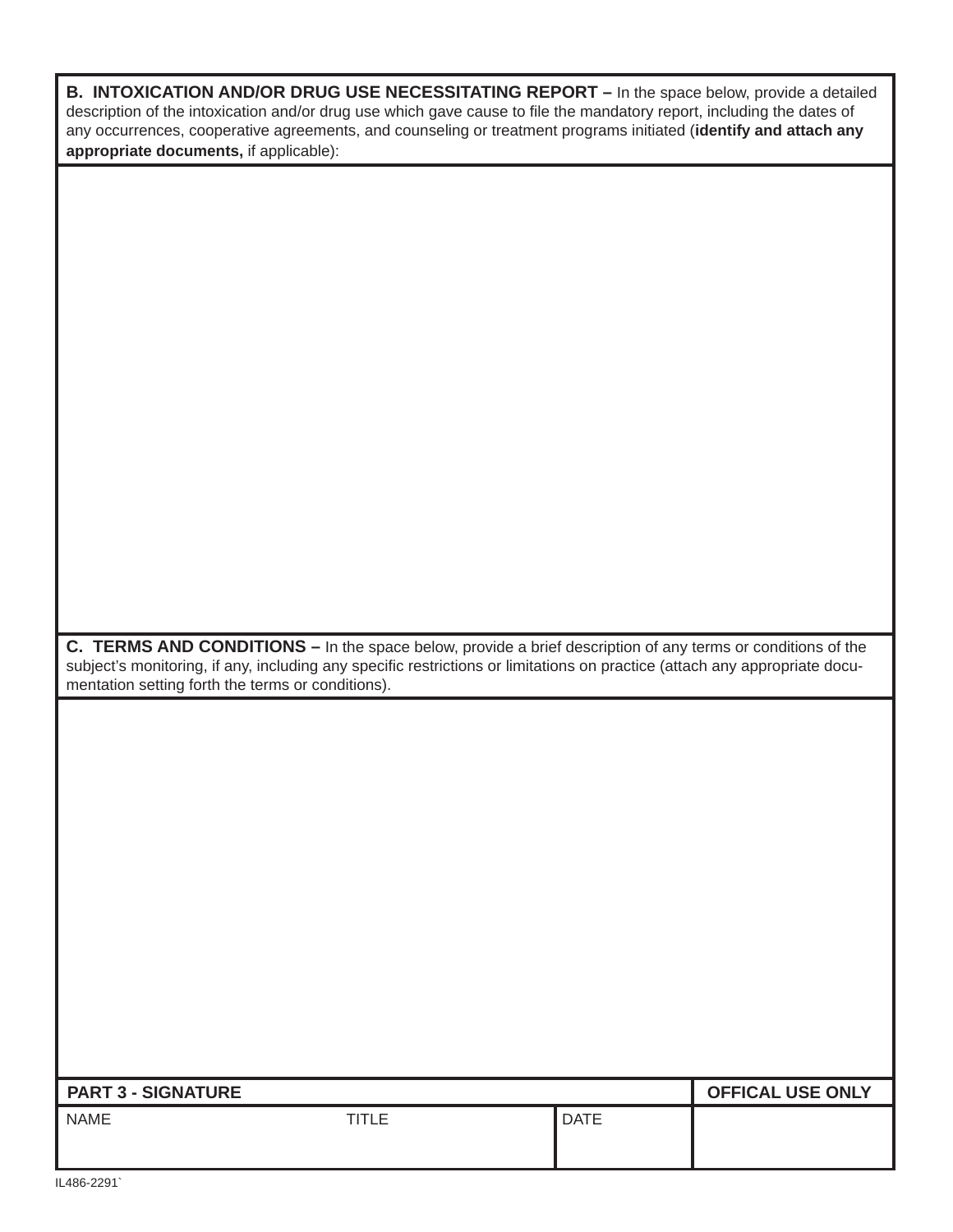**B. INTOXICATION AND/OR DRUG USE NECESSITATING REPORT –** In the space below, provide a detailed description of the intoxication and/or drug use which gave cause to file the mandatory report, including the dates of any occurrences, cooperative agreements, and counseling or treatment programs initiated (**identify and attach any appropriate documents,** if applicable):

**C. TERMS AND CONDITIONS –** In the space below, provide a brief description of any terms or conditions of the subject's monitoring, if any, including any specific restrictions or limitations on practice (attach any appropriate documentation setting forth the terms or conditions).

| **PART 3 - SIGNATURE** | | | **OFFICAL USE ONLY** |
|---|---|---|---|
| NAME | TITLE | DATE | |

IL486-2291`